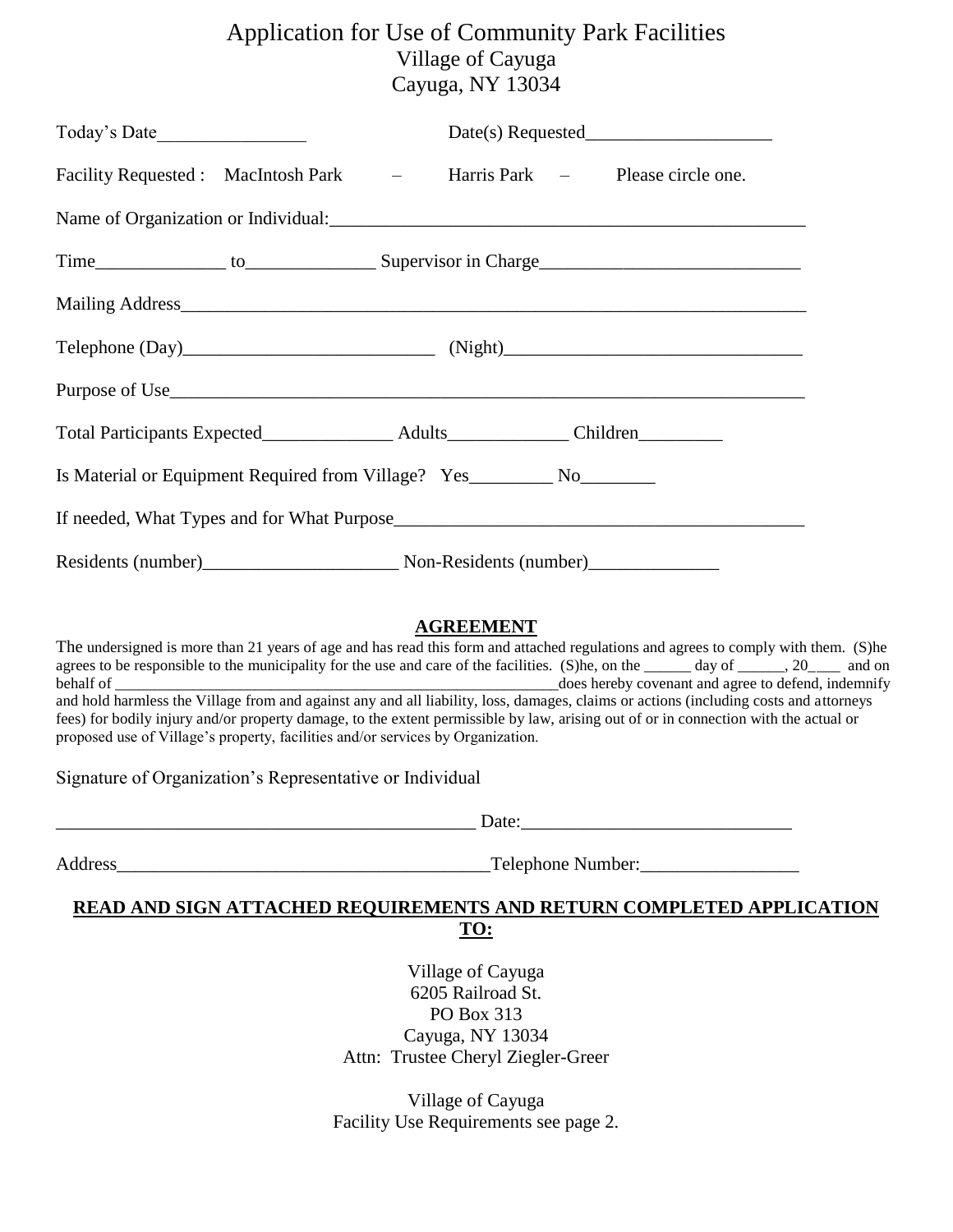# Application for Use of Community Park Facilities

Village of Cayuga
Cayuga, NY 13034

Today's Date________________ Date(s) Requested____________________

Facility Requested : MacIntosh Park – Harris Park – Please circle one.

Name of Organization or Individual:____________________________________________________

Time______________ to______________ Supervisor in Charge___________________________

Mailing Address_______________________________________________________________

Telephone (Day)___________________________ (Night)________________________________

Purpose of Use________________________________________________________________

Total Participants Expected______________ Adults_____________ Children_________

Is Material or Equipment Required from Village? Yes_________ No________

If needed, What Types and for What Purpose_____________________________________________

Residents (number)_____________________ Non-Residents (number)______________

## AGREEMENT

The undersigned is more than 21 years of age and has read this form and attached regulations and agrees to comply with them. (S)he agrees to be responsible to the municipality for the use and care of the facilities. (S)he, on the ______ day of ______, 20____ and on behalf of __________________________________________________________does hereby covenant and agree to defend, indemnify and hold harmless the Village from and against any and all liability, loss, damages, claims or actions (including costs and attorneys fees) for bodily injury and/or property damage, to the extent permissible by law, arising out of or in connection with the actual or proposed use of Village's property, facilities and/or services by Organization.

Signature of Organization's Representative or Individual

______________________________________________ Date:_____________________________

Address_________________________________________Telephone Number:_________________

**READ AND SIGN ATTACHED REQUIREMENTS AND RETURN COMPLETED APPLICATION TO:**

Village of Cayuga
6205 Railroad St.
PO Box 313
Cayuga, NY 13034
Attn: Trustee Cheryl Ziegler-Greer

Village of Cayuga
Facility Use Requirements see page 2.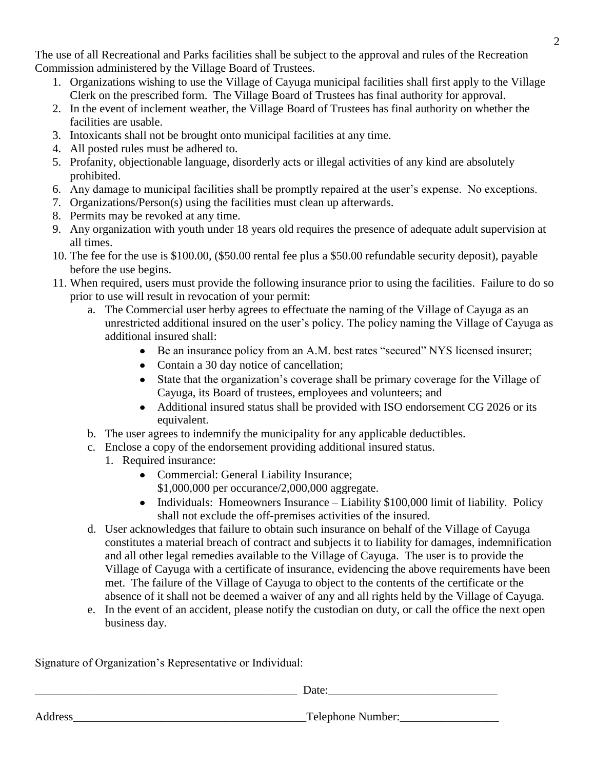The use of all Recreational and Parks facilities shall be subject to the approval and rules of the Recreation Commission administered by the Village Board of Trustees.

1. Organizations wishing to use the Village of Cayuga municipal facilities shall first apply to the Village Clerk on the prescribed form. The Village Board of Trustees has final authority for approval.
2. In the event of inclement weather, the Village Board of Trustees has final authority on whether the facilities are usable.
3. Intoxicants shall not be brought onto municipal facilities at any time.
4. All posted rules must be adhered to.
5. Profanity, objectionable language, disorderly acts or illegal activities of any kind are absolutely prohibited.
6. Any damage to municipal facilities shall be promptly repaired at the user's expense. No exceptions.
7. Organizations/Person(s) using the facilities must clean up afterwards.
8. Permits may be revoked at any time.
9. Any organization with youth under 18 years old requires the presence of adequate adult supervision at all times.
10. The fee for the use is $100.00, ($50.00 rental fee plus a $50.00 refundable security deposit), payable before the use begins.
11. When required, users must provide the following insurance prior to using the facilities. Failure to do so prior to use will result in revocation of your permit:
    a. The Commercial user herby agrees to effectuate the naming of the Village of Cayuga as an unrestricted additional insured on the user's policy. The policy naming the Village of Cayuga as additional insured shall:
        - Be an insurance policy from an A.M. best rates "secured" NYS licensed insurer;
        - Contain a 30 day notice of cancellation;
        - State that the organization's coverage shall be primary coverage for the Village of Cayuga, its Board of trustees, employees and volunteers; and
        - Additional insured status shall be provided with ISO endorsement CG 2026 or its equivalent.
    
    b. The user agrees to indemnify the municipality for any applicable deductibles.
    
    c. Enclose a copy of the endorsement providing additional insured status.
        1. Required insurance:
            - Commercial: General Liability Insurance; $1,000,000 per occurance/2,000,000 aggregate.
            - Individuals: Homeowners Insurance – Liability $100,000 limit of liability. Policy shall not exclude the off-premises activities of the insured.
    
    d. User acknowledges that failure to obtain such insurance on behalf of the Village of Cayuga constitutes a material breach of contract and subjects it to liability for damages, indemnification and all other legal remedies available to the Village of Cayuga. The user is to provide the Village of Cayuga with a certificate of insurance, evidencing the above requirements have been met. The failure of the Village of Cayuga to object to the contents of the certificate or the absence of it shall not be deemed a waiver of any and all rights held by the Village of Cayuga.
    
    e. In the event of an accident, please notify the custodian on duty, or call the office the next open business day.

Signature of Organization's Representative or Individual:

_______________________________________________ Date:_____________________________

Address_______________________________________Telephone Number:_________________